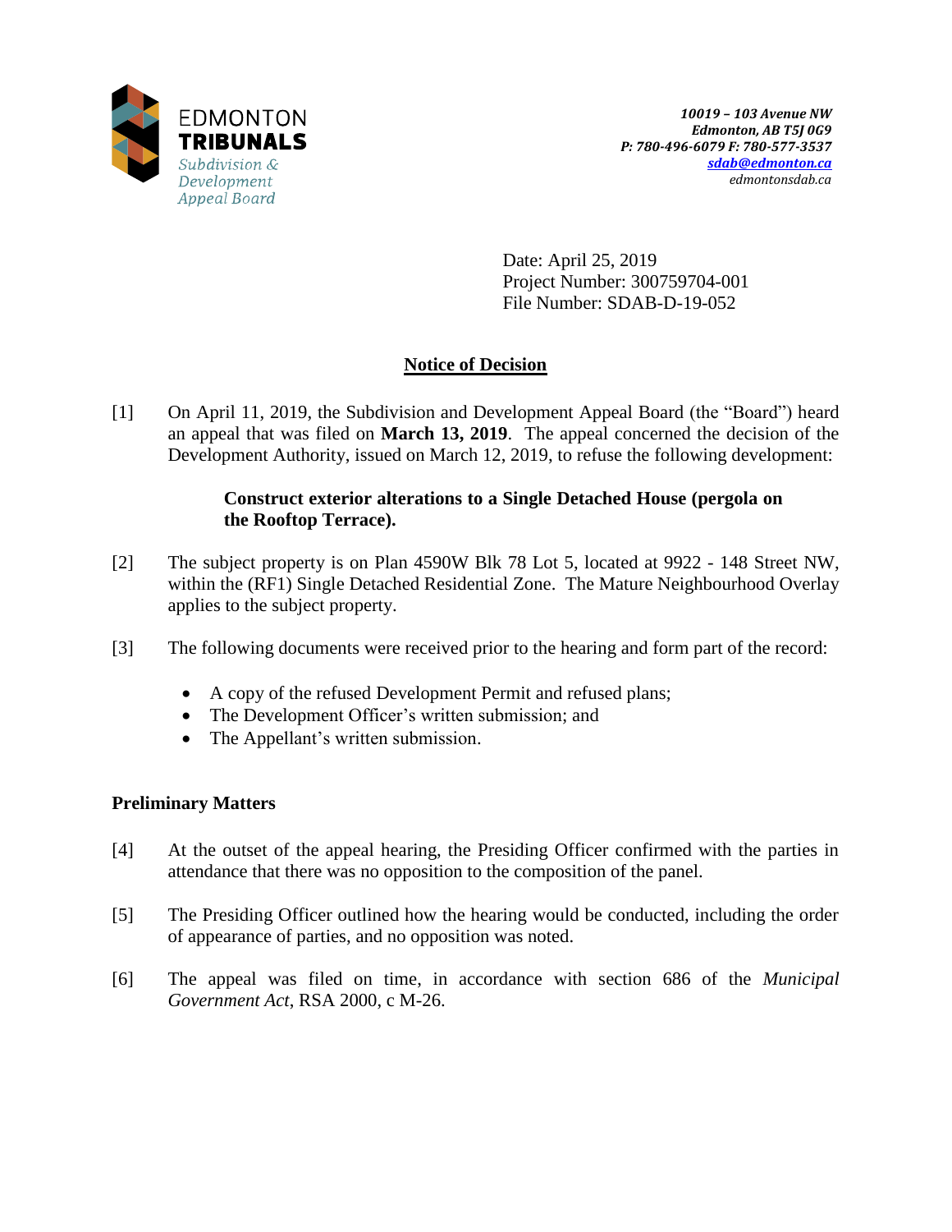EDMONTON
**TRIBUNALS**
*Subdivision & Development Appeal Board*

***10019 – 103 Avenue NW***
***Edmonton, AB T5J 0G9***
***P: 780-496-6079 F: 780-577-3537***
***sdab@edmonton.ca***
*edmontonsdab.ca*

Date: April 25, 2019
Project Number: 300759704-001
File Number: SDAB-D-19-052

## Notice of Decision

[1] On April 11, 2019, the Subdivision and Development Appeal Board (the "Board") heard an appeal that was filed on **March 13, 2019**. The appeal concerned the decision of the Development Authority, issued on March 12, 2019, to refuse the following development:

> **Construct exterior alterations to a Single Detached House (pergola on the Rooftop Terrace).**

[2] The subject property is on Plan 4590W Blk 78 Lot 5, located at 9922 - 148 Street NW, within the (RF1) Single Detached Residential Zone. The Mature Neighbourhood Overlay applies to the subject property.

[3] The following documents were received prior to the hearing and form part of the record:

- A copy of the refused Development Permit and refused plans;
- The Development Officer's written submission; and
- The Appellant's written submission.

### Preliminary Matters

[4] At the outset of the appeal hearing, the Presiding Officer confirmed with the parties in attendance that there was no opposition to the composition of the panel.

[5] The Presiding Officer outlined how the hearing would be conducted, including the order of appearance of parties, and no opposition was noted.

[6] The appeal was filed on time, in accordance with section 686 of the *Municipal Government Act*, RSA 2000, c M-26.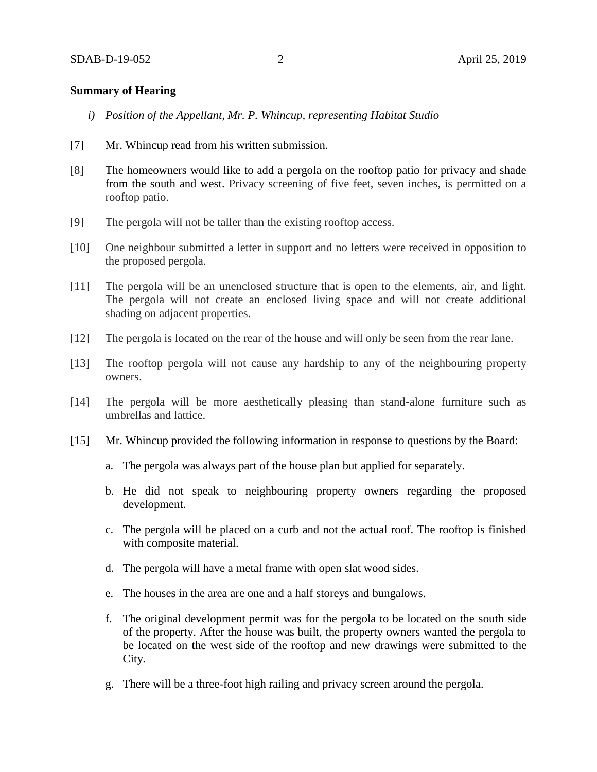**Summary of Hearing**

*i) Position of the Appellant, Mr. P. Whincup, representing Habitat Studio*

[7] Mr. Whincup read from his written submission.

[8] The homeowners would like to add a pergola on the rooftop patio for privacy and shade from the south and west. Privacy screening of five feet, seven inches, is permitted on a rooftop patio.

[9] The pergola will not be taller than the existing rooftop access.

[10] One neighbour submitted a letter in support and no letters were received in opposition to the proposed pergola.

[11] The pergola will be an unenclosed structure that is open to the elements, air, and light. The pergola will not create an enclosed living space and will not create additional shading on adjacent properties.

[12] The pergola is located on the rear of the house and will only be seen from the rear lane.

[13] The rooftop pergola will not cause any hardship to any of the neighbouring property owners.

[14] The pergola will be more aesthetically pleasing than stand-alone furniture such as umbrellas and lattice.

[15] Mr. Whincup provided the following information in response to questions by the Board:

a. The pergola was always part of the house plan but applied for separately.

b. He did not speak to neighbouring property owners regarding the proposed development.

c. The pergola will be placed on a curb and not the actual roof. The rooftop is finished with composite material.

d. The pergola will have a metal frame with open slat wood sides.

e. The houses in the area are one and a half storeys and bungalows.

f. The original development permit was for the pergola to be located on the south side of the property. After the house was built, the property owners wanted the pergola to be located on the west side of the rooftop and new drawings were submitted to the City.

g. There will be a three-foot high railing and privacy screen around the pergola.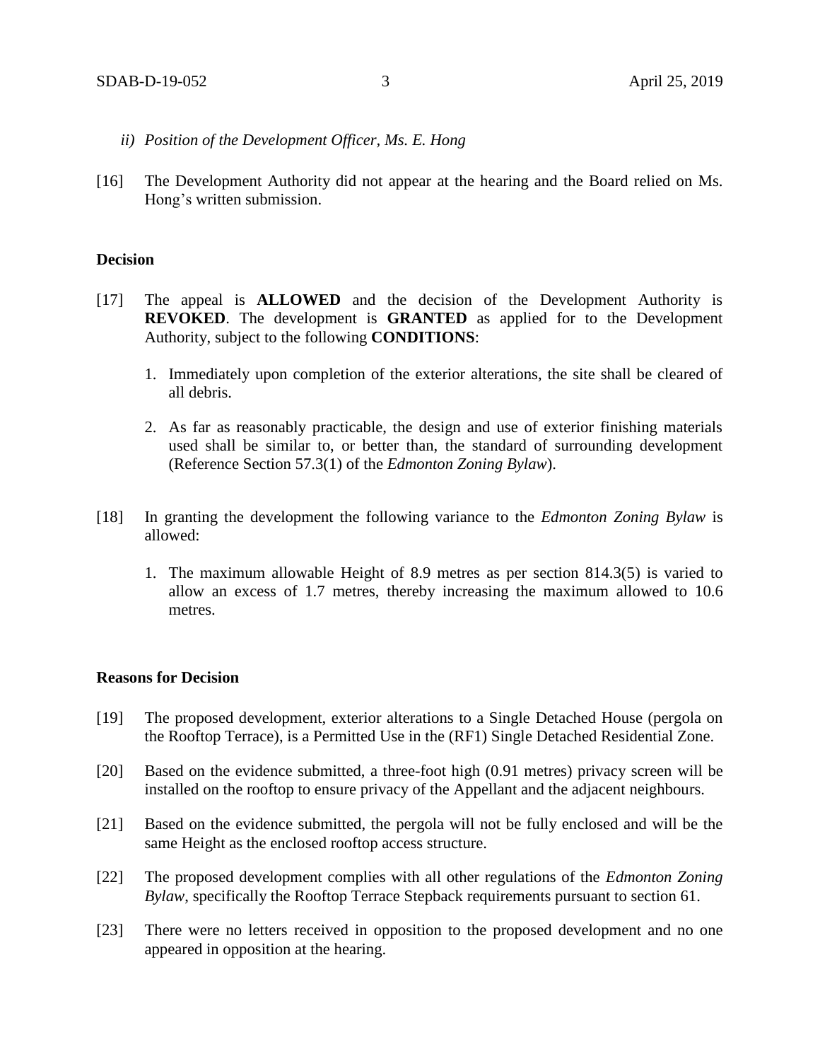*ii) Position of the Development Officer, Ms. E. Hong*

[16] The Development Authority did not appear at the hearing and the Board relied on Ms. Hong's written submission.

**Decision**

[17] The appeal is **ALLOWED** and the decision of the Development Authority is **REVOKED**. The development is **GRANTED** as applied for to the Development Authority, subject to the following **CONDITIONS**:

1. Immediately upon completion of the exterior alterations, the site shall be cleared of all debris.

2. As far as reasonably practicable, the design and use of exterior finishing materials used shall be similar to, or better than, the standard of surrounding development (Reference Section 57.3(1) of the *Edmonton Zoning Bylaw*).

[18] In granting the development the following variance to the *Edmonton Zoning Bylaw* is allowed:

1. The maximum allowable Height of 8.9 metres as per section 814.3(5) is varied to allow an excess of 1.7 metres, thereby increasing the maximum allowed to 10.6 metres.

**Reasons for Decision**

[19] The proposed development, exterior alterations to a Single Detached House (pergola on the Rooftop Terrace), is a Permitted Use in the (RF1) Single Detached Residential Zone.

[20] Based on the evidence submitted, a three-foot high (0.91 metres) privacy screen will be installed on the rooftop to ensure privacy of the Appellant and the adjacent neighbours.

[21] Based on the evidence submitted, the pergola will not be fully enclosed and will be the same Height as the enclosed rooftop access structure.

[22] The proposed development complies with all other regulations of the *Edmonton Zoning Bylaw*, specifically the Rooftop Terrace Stepback requirements pursuant to section 61.

[23] There were no letters received in opposition to the proposed development and no one appeared in opposition at the hearing.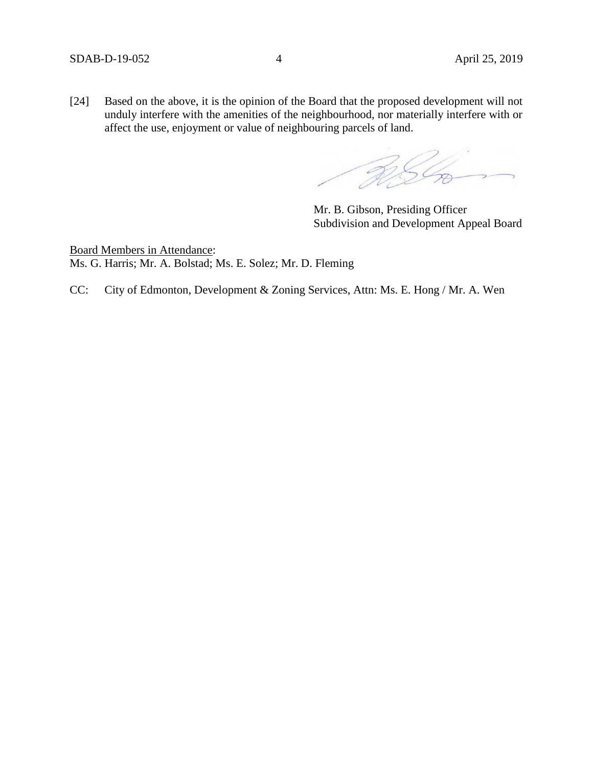[24] Based on the above, it is the opinion of the Board that the proposed development will not unduly interfere with the amenities of the neighbourhood, nor materially interfere with or affect the use, enjoyment or value of neighbouring parcels of land.

Mr. B. Gibson, Presiding Officer
Subdivision and Development Appeal Board

Board Members in Attendance:
Ms. G. Harris; Mr. A. Bolstad; Ms. E. Solez; Mr. D. Fleming

CC: City of Edmonton, Development & Zoning Services, Attn: Ms. E. Hong / Mr. A. Wen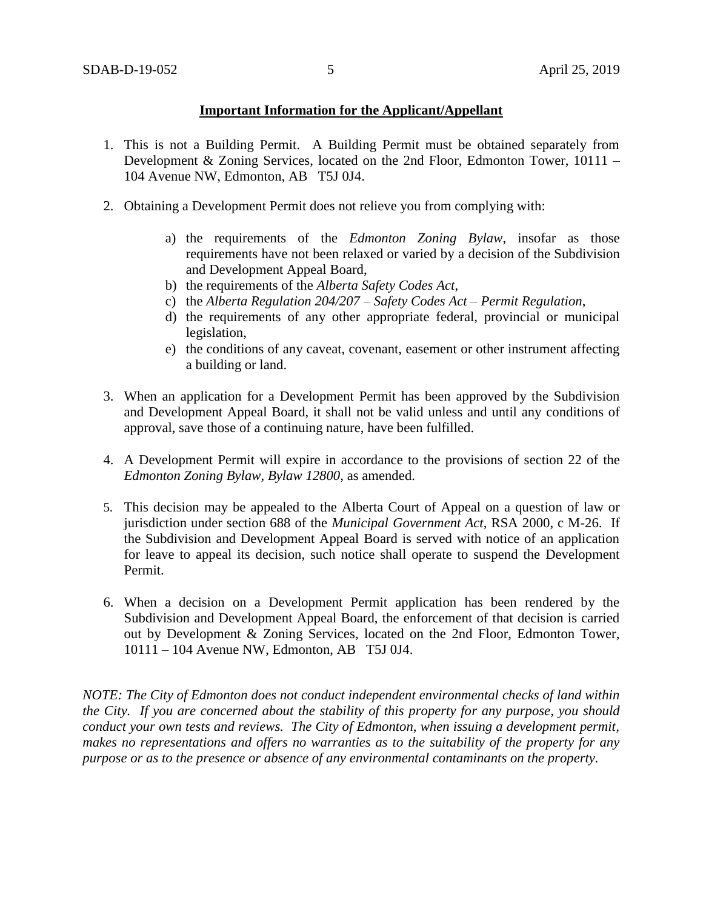**Important Information for the Applicant/Appellant**

1. This is not a Building Permit. A Building Permit must be obtained separately from Development & Zoning Services, located on the 2nd Floor, Edmonton Tower, 10111 – 104 Avenue NW, Edmonton, AB T5J 0J4.

2. Obtaining a Development Permit does not relieve you from complying with:

    a) the requirements of the *Edmonton Zoning Bylaw*, insofar as those requirements have not been relaxed or varied by a decision of the Subdivision and Development Appeal Board,
    b) the requirements of the *Alberta Safety Codes Act*,
    c) the *Alberta Regulation 204/207 – Safety Codes Act – Permit Regulation*,
    d) the requirements of any other appropriate federal, provincial or municipal legislation,
    e) the conditions of any caveat, covenant, easement or other instrument affecting a building or land.

3. When an application for a Development Permit has been approved by the Subdivision and Development Appeal Board, it shall not be valid unless and until any conditions of approval, save those of a continuing nature, have been fulfilled.

4. A Development Permit will expire in accordance to the provisions of section 22 of the *Edmonton Zoning Bylaw, Bylaw 12800*, as amended.

5. This decision may be appealed to the Alberta Court of Appeal on a question of law or jurisdiction under section 688 of the *Municipal Government Act*, RSA 2000, c M-26. If the Subdivision and Development Appeal Board is served with notice of an application for leave to appeal its decision, such notice shall operate to suspend the Development Permit.

6. When a decision on a Development Permit application has been rendered by the Subdivision and Development Appeal Board, the enforcement of that decision is carried out by Development & Zoning Services, located on the 2nd Floor, Edmonton Tower, 10111 – 104 Avenue NW, Edmonton, AB T5J 0J4.

*NOTE: The City of Edmonton does not conduct independent environmental checks of land within the City. If you are concerned about the stability of this property for any purpose, you should conduct your own tests and reviews. The City of Edmonton, when issuing a development permit, makes no representations and offers no warranties as to the suitability of the property for any purpose or as to the presence or absence of any environmental contaminants on the property.*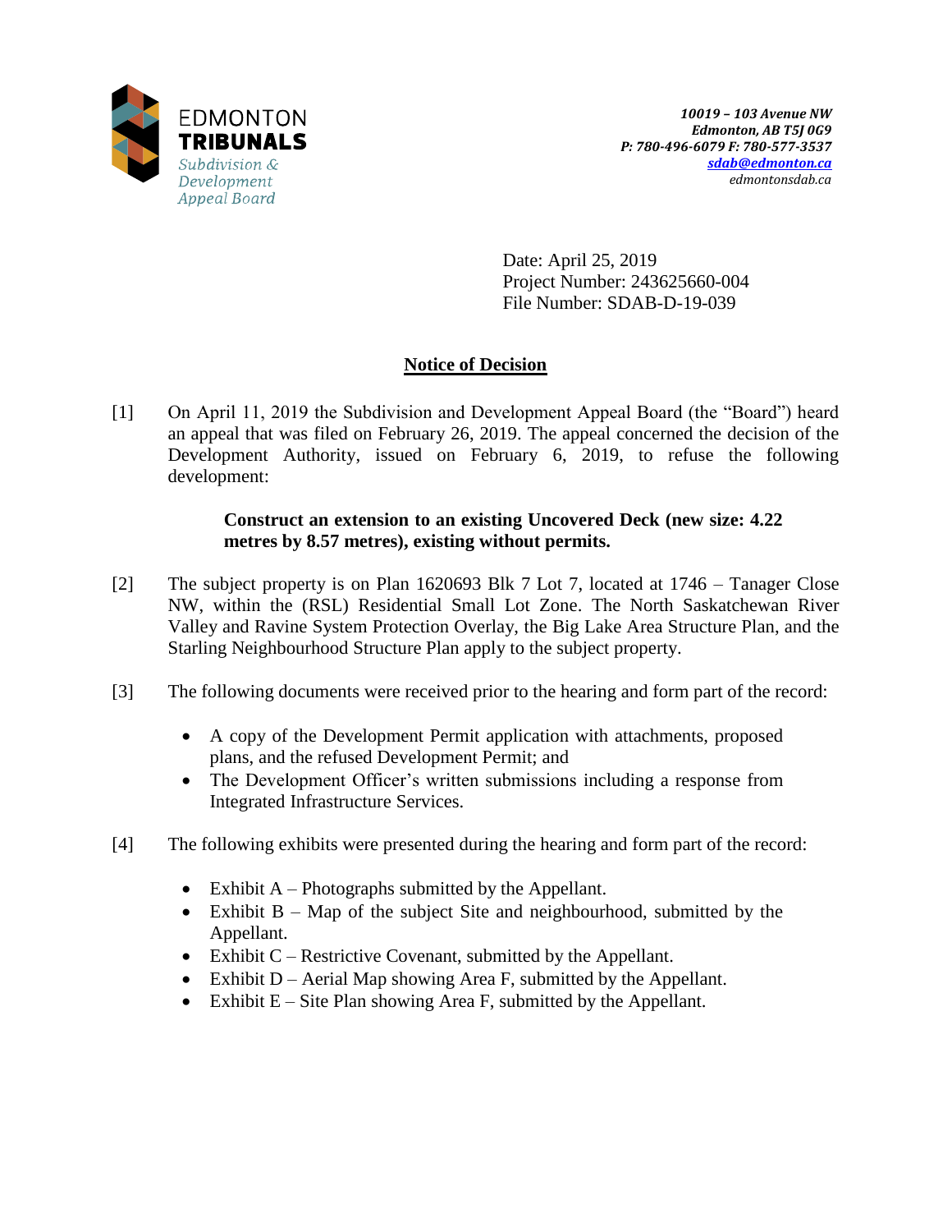EDMONTON
**TRIBUNALS**
*Subdivision & Development Appeal Board*

*10019 – 103 Avenue NW*
*Edmonton, AB T5J 0G9*
*P: 780-496-6079 F: 780-577-3537*
*sdab@edmonton.ca*
*edmontonsdab.ca*

Date: April 25, 2019
Project Number: 243625660-004
File Number: SDAB-D-19-039

## Notice of Decision

[1] On April 11, 2019 the Subdivision and Development Appeal Board (the "Board") heard an appeal that was filed on February 26, 2019. The appeal concerned the decision of the Development Authority, issued on February 6, 2019, to refuse the following development:

> **Construct an extension to an existing Uncovered Deck (new size: 4.22 metres by 8.57 metres), existing without permits.**

[2] The subject property is on Plan 1620693 Blk 7 Lot 7, located at 1746 – Tanager Close NW, within the (RSL) Residential Small Lot Zone. The North Saskatchewan River Valley and Ravine System Protection Overlay, the Big Lake Area Structure Plan, and the Starling Neighbourhood Structure Plan apply to the subject property.

[3] The following documents were received prior to the hearing and form part of the record:

- A copy of the Development Permit application with attachments, proposed plans, and the refused Development Permit; and
- The Development Officer's written submissions including a response from Integrated Infrastructure Services.

[4] The following exhibits were presented during the hearing and form part of the record:

- Exhibit A – Photographs submitted by the Appellant.
- Exhibit B – Map of the subject Site and neighbourhood, submitted by the Appellant.
- Exhibit C – Restrictive Covenant, submitted by the Appellant.
- Exhibit D – Aerial Map showing Area F, submitted by the Appellant.
- Exhibit E – Site Plan showing Area F, submitted by the Appellant.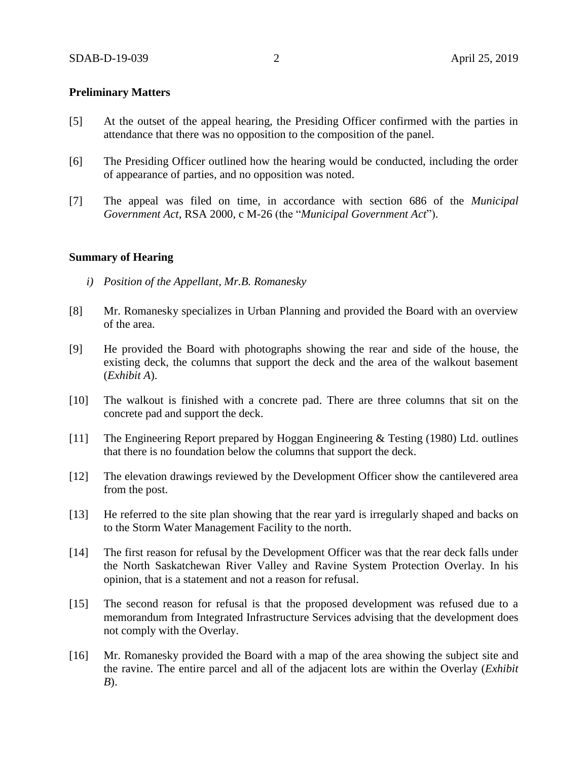## Preliminary Matters

[5] At the outset of the appeal hearing, the Presiding Officer confirmed with the parties in attendance that there was no opposition to the composition of the panel.

[6] The Presiding Officer outlined how the hearing would be conducted, including the order of appearance of parties, and no opposition was noted.

[7] The appeal was filed on time, in accordance with section 686 of the *Municipal Government Act*, RSA 2000, c M-26 (the "*Municipal Government Act*").

## Summary of Hearing

*i) Position of the Appellant, Mr.B. Romanesky*

[8] Mr. Romanesky specializes in Urban Planning and provided the Board with an overview of the area.

[9] He provided the Board with photographs showing the rear and side of the house, the existing deck, the columns that support the deck and the area of the walkout basement (*Exhibit A*).

[10] The walkout is finished with a concrete pad. There are three columns that sit on the concrete pad and support the deck.

[11] The Engineering Report prepared by Hoggan Engineering & Testing (1980) Ltd. outlines that there is no foundation below the columns that support the deck.

[12] The elevation drawings reviewed by the Development Officer show the cantilevered area from the post.

[13] He referred to the site plan showing that the rear yard is irregularly shaped and backs on to the Storm Water Management Facility to the north.

[14] The first reason for refusal by the Development Officer was that the rear deck falls under the North Saskatchewan River Valley and Ravine System Protection Overlay. In his opinion, that is a statement and not a reason for refusal.

[15] The second reason for refusal is that the proposed development was refused due to a memorandum from Integrated Infrastructure Services advising that the development does not comply with the Overlay.

[16] Mr. Romanesky provided the Board with a map of the area showing the subject site and the ravine. The entire parcel and all of the adjacent lots are within the Overlay (*Exhibit B*).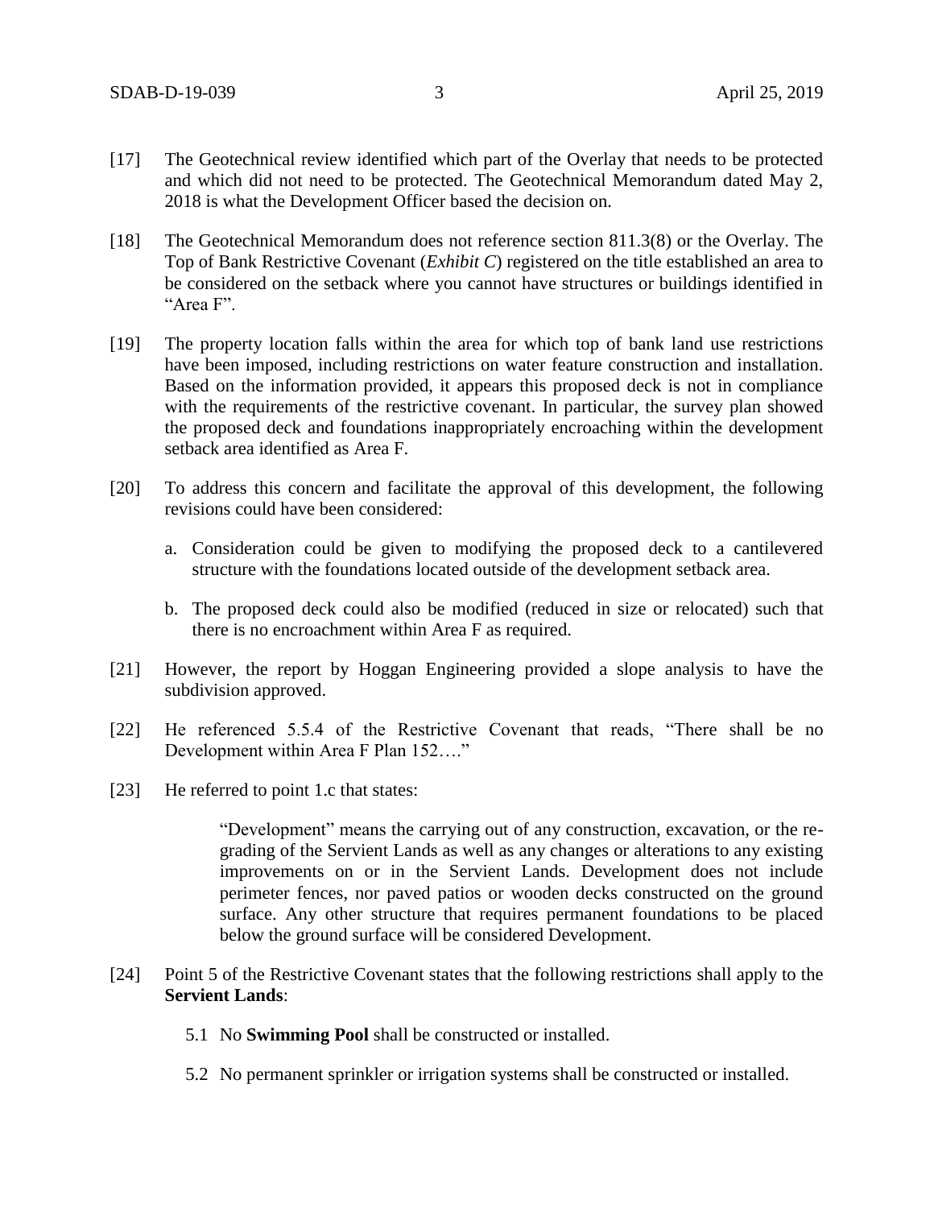[17] The Geotechnical review identified which part of the Overlay that needs to be protected and which did not need to be protected. The Geotechnical Memorandum dated May 2, 2018 is what the Development Officer based the decision on.

[18] The Geotechnical Memorandum does not reference section 811.3(8) or the Overlay. The Top of Bank Restrictive Covenant (*Exhibit C*) registered on the title established an area to be considered on the setback where you cannot have structures or buildings identified in "Area F".

[19] The property location falls within the area for which top of bank land use restrictions have been imposed, including restrictions on water feature construction and installation. Based on the information provided, it appears this proposed deck is not in compliance with the requirements of the restrictive covenant. In particular, the survey plan showed the proposed deck and foundations inappropriately encroaching within the development setback area identified as Area F.

[20] To address this concern and facilitate the approval of this development, the following revisions could have been considered:

a. Consideration could be given to modifying the proposed deck to a cantilevered structure with the foundations located outside of the development setback area.

b. The proposed deck could also be modified (reduced in size or relocated) such that there is no encroachment within Area F as required.

[21] However, the report by Hoggan Engineering provided a slope analysis to have the subdivision approved.

[22] He referenced 5.5.4 of the Restrictive Covenant that reads, "There shall be no Development within Area F Plan 152…."

[23] He referred to point 1.c that states:

> "Development" means the carrying out of any construction, excavation, or the re-grading of the Servient Lands as well as any changes or alterations to any existing improvements on or in the Servient Lands. Development does not include perimeter fences, nor paved patios or wooden decks constructed on the ground surface. Any other structure that requires permanent foundations to be placed below the ground surface will be considered Development.

[24] Point 5 of the Restrictive Covenant states that the following restrictions shall apply to the **Servient Lands**:

5.1 No **Swimming Pool** shall be constructed or installed.

5.2 No permanent sprinkler or irrigation systems shall be constructed or installed.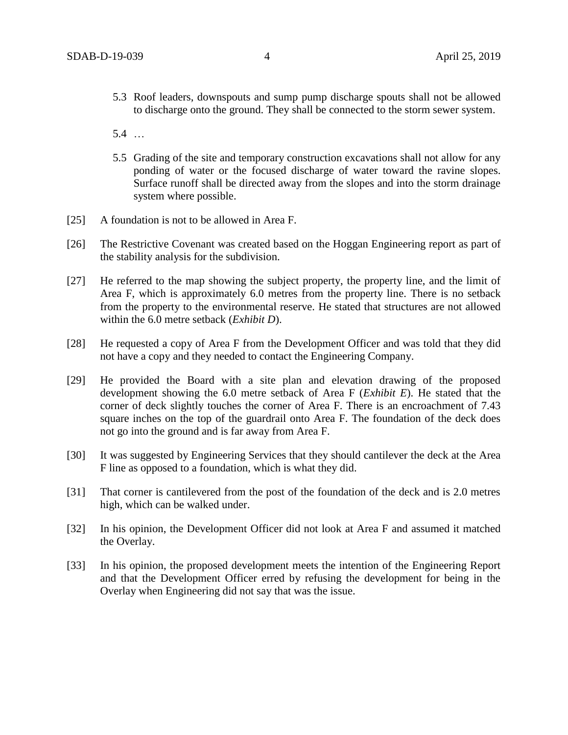5.3 Roof leaders, downspouts and sump pump discharge spouts shall not be allowed to discharge onto the ground. They shall be connected to the storm sewer system.

5.4 …

5.5 Grading of the site and temporary construction excavations shall not allow for any ponding of water or the focused discharge of water toward the ravine slopes. Surface runoff shall be directed away from the slopes and into the storm drainage system where possible.

[25] A foundation is not to be allowed in Area F.

[26] The Restrictive Covenant was created based on the Hoggan Engineering report as part of the stability analysis for the subdivision.

[27] He referred to the map showing the subject property, the property line, and the limit of Area F, which is approximately 6.0 metres from the property line. There is no setback from the property to the environmental reserve. He stated that structures are not allowed within the 6.0 metre setback (*Exhibit D*).

[28] He requested a copy of Area F from the Development Officer and was told that they did not have a copy and they needed to contact the Engineering Company.

[29] He provided the Board with a site plan and elevation drawing of the proposed development showing the 6.0 metre setback of Area F (*Exhibit E*). He stated that the corner of deck slightly touches the corner of Area F. There is an encroachment of 7.43 square inches on the top of the guardrail onto Area F. The foundation of the deck does not go into the ground and is far away from Area F.

[30] It was suggested by Engineering Services that they should cantilever the deck at the Area F line as opposed to a foundation, which is what they did.

[31] That corner is cantilevered from the post of the foundation of the deck and is 2.0 metres high, which can be walked under.

[32] In his opinion, the Development Officer did not look at Area F and assumed it matched the Overlay.

[33] In his opinion, the proposed development meets the intention of the Engineering Report and that the Development Officer erred by refusing the development for being in the Overlay when Engineering did not say that was the issue.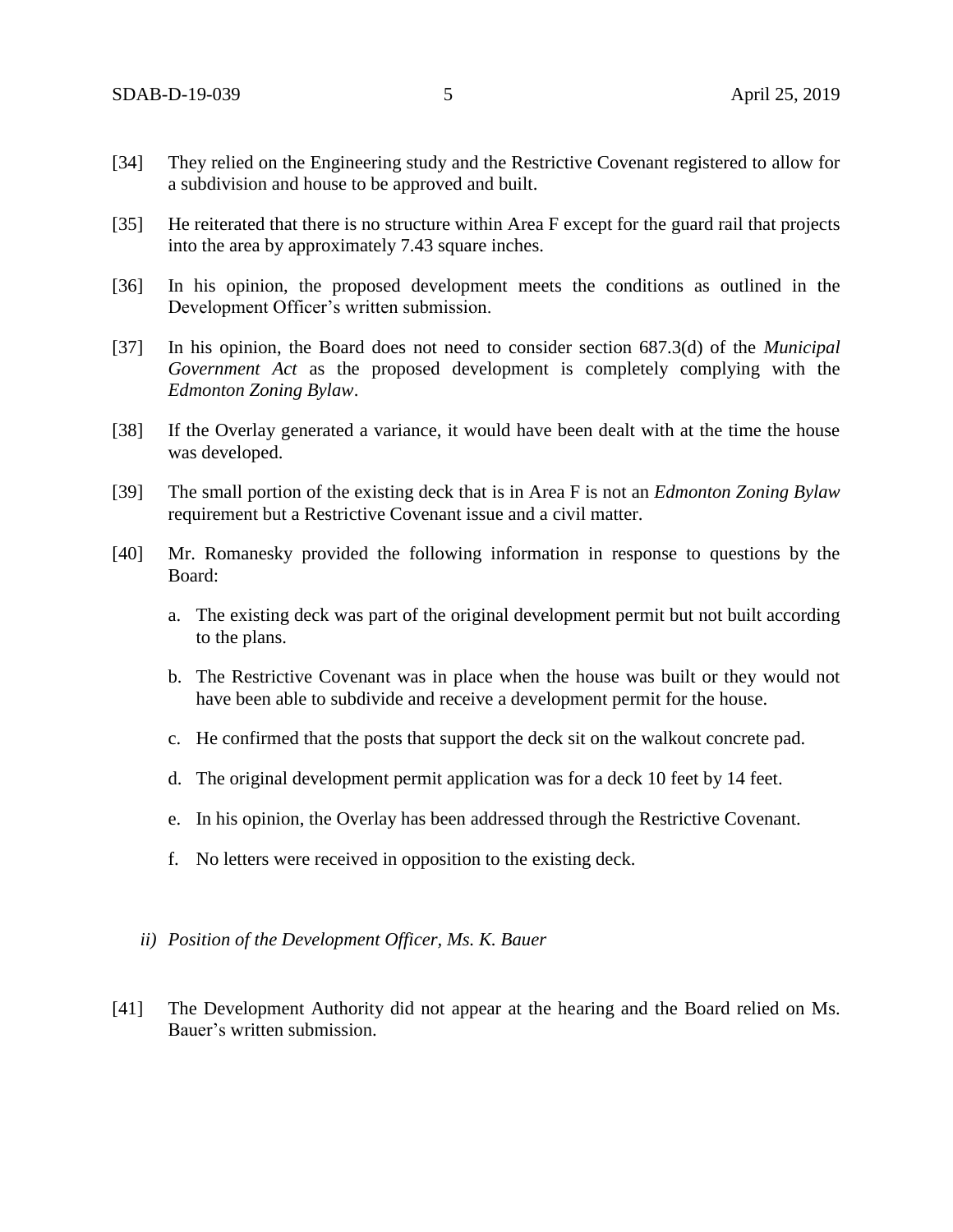[34] They relied on the Engineering study and the Restrictive Covenant registered to allow for a subdivision and house to be approved and built.

[35] He reiterated that there is no structure within Area F except for the guard rail that projects into the area by approximately 7.43 square inches.

[36] In his opinion, the proposed development meets the conditions as outlined in the Development Officer's written submission.

[37] In his opinion, the Board does not need to consider section 687.3(d) of the *Municipal Government Act* as the proposed development is completely complying with the *Edmonton Zoning Bylaw*.

[38] If the Overlay generated a variance, it would have been dealt with at the time the house was developed.

[39] The small portion of the existing deck that is in Area F is not an *Edmonton Zoning Bylaw* requirement but a Restrictive Covenant issue and a civil matter.

[40] Mr. Romanesky provided the following information in response to questions by the Board:

a. The existing deck was part of the original development permit but not built according to the plans.

b. The Restrictive Covenant was in place when the house was built or they would not have been able to subdivide and receive a development permit for the house.

c. He confirmed that the posts that support the deck sit on the walkout concrete pad.

d. The original development permit application was for a deck 10 feet by 14 feet.

e. In his opinion, the Overlay has been addressed through the Restrictive Covenant.

f. No letters were received in opposition to the existing deck.

*ii) Position of the Development Officer, Ms. K. Bauer*

[41] The Development Authority did not appear at the hearing and the Board relied on Ms. Bauer's written submission.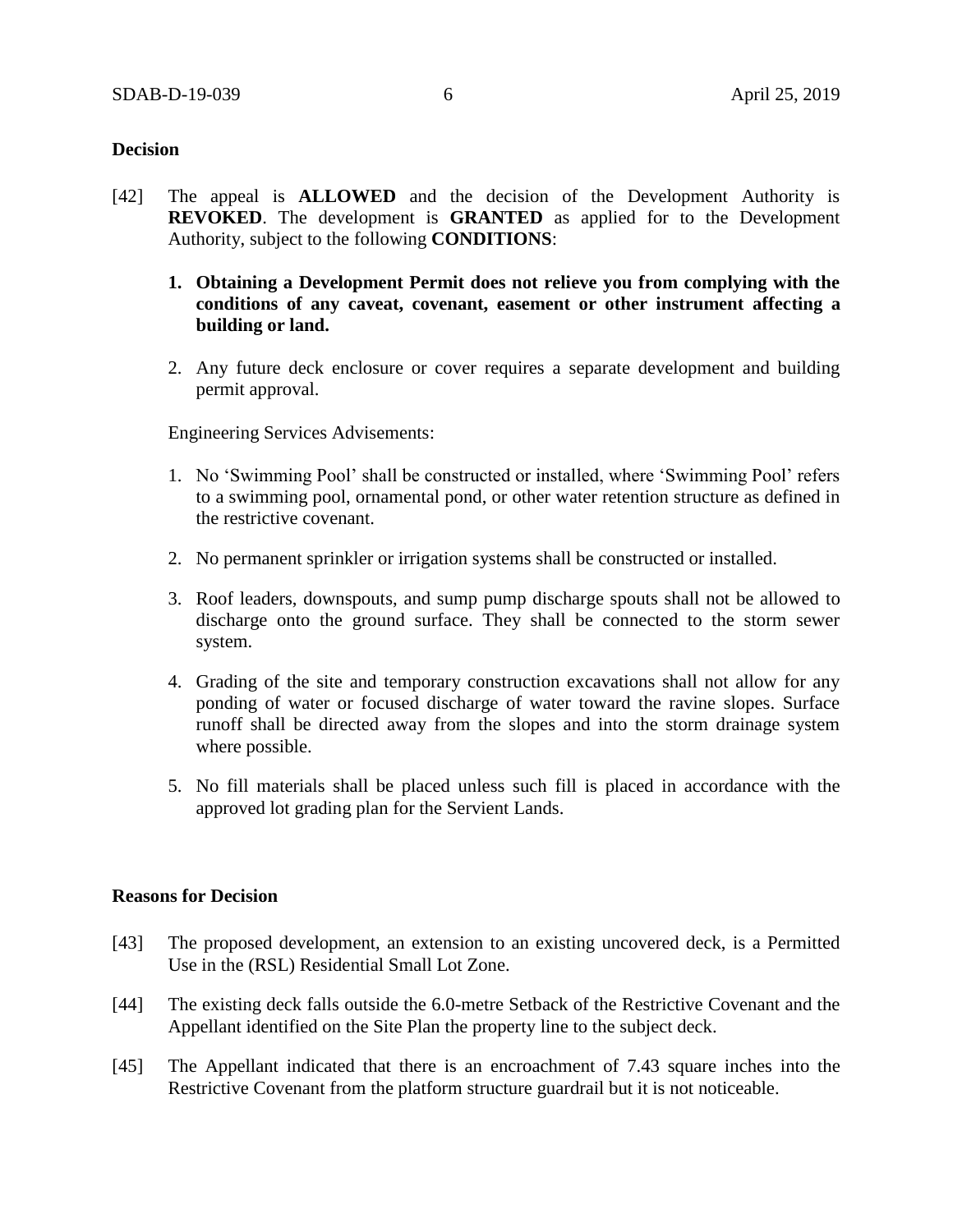## Decision

[42] The appeal is **ALLOWED** and the decision of the Development Authority is **REVOKED**. The development is **GRANTED** as applied for to the Development Authority, subject to the following **CONDITIONS**:

1. **Obtaining a Development Permit does not relieve you from complying with the conditions of any caveat, covenant, easement or other instrument affecting a building or land.**

2. Any future deck enclosure or cover requires a separate development and building permit approval.

Engineering Services Advisements:

1. No 'Swimming Pool' shall be constructed or installed, where 'Swimming Pool' refers to a swimming pool, ornamental pond, or other water retention structure as defined in the restrictive covenant.

2. No permanent sprinkler or irrigation systems shall be constructed or installed.

3. Roof leaders, downspouts, and sump pump discharge spouts shall not be allowed to discharge onto the ground surface. They shall be connected to the storm sewer system.

4. Grading of the site and temporary construction excavations shall not allow for any ponding of water or focused discharge of water toward the ravine slopes. Surface runoff shall be directed away from the slopes and into the storm drainage system where possible.

5. No fill materials shall be placed unless such fill is placed in accordance with the approved lot grading plan for the Servient Lands.

## Reasons for Decision

[43] The proposed development, an extension to an existing uncovered deck, is a Permitted Use in the (RSL) Residential Small Lot Zone.

[44] The existing deck falls outside the 6.0-metre Setback of the Restrictive Covenant and the Appellant identified on the Site Plan the property line to the subject deck.

[45] The Appellant indicated that there is an encroachment of 7.43 square inches into the Restrictive Covenant from the platform structure guardrail but it is not noticeable.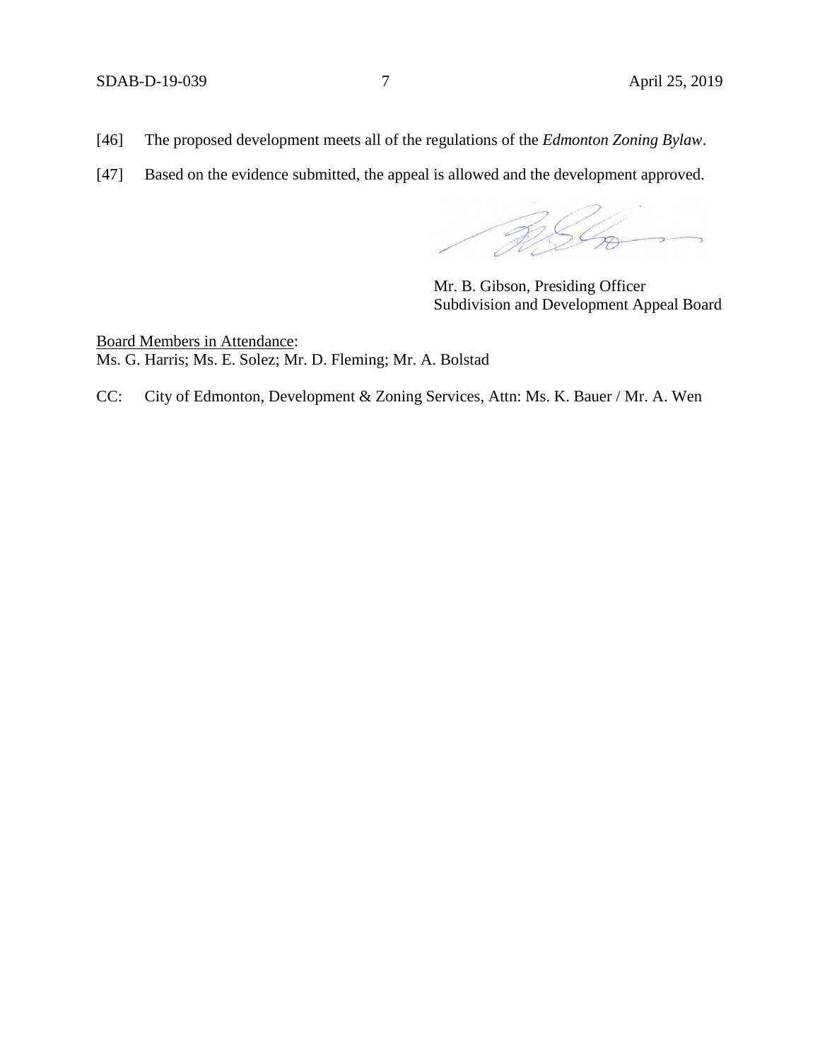[46] The proposed development meets all of the regulations of the *Edmonton Zoning Bylaw*.

[47] Based on the evidence submitted, the appeal is allowed and the development approved.

Mr. B. Gibson, Presiding Officer
Subdivision and Development Appeal Board

Board Members in Attendance:
Ms. G. Harris; Ms. E. Solez; Mr. D. Fleming; Mr. A. Bolstad

CC: City of Edmonton, Development & Zoning Services, Attn: Ms. K. Bauer / Mr. A. Wen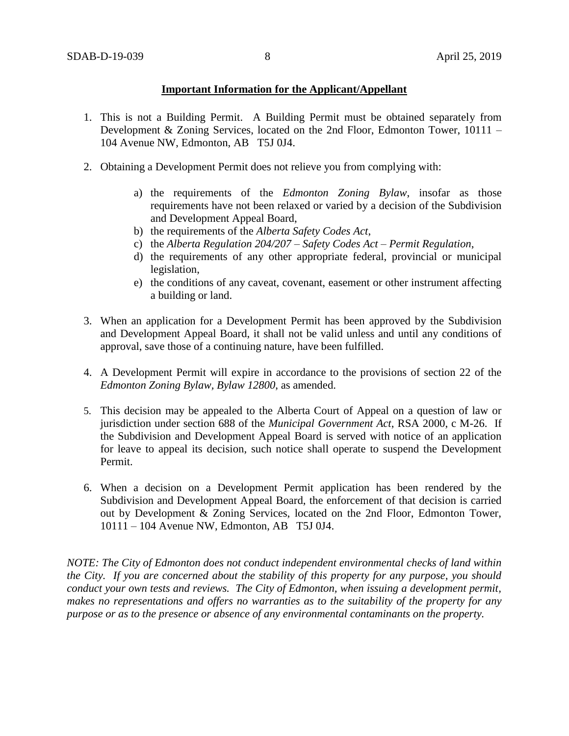**Important Information for the Applicant/Appellant**

1. This is not a Building Permit. A Building Permit must be obtained separately from Development & Zoning Services, located on the 2nd Floor, Edmonton Tower, 10111 – 104 Avenue NW, Edmonton, AB T5J 0J4.

2. Obtaining a Development Permit does not relieve you from complying with:

   a) the requirements of the *Edmonton Zoning Bylaw*, insofar as those requirements have not been relaxed or varied by a decision of the Subdivision and Development Appeal Board,
   b) the requirements of the *Alberta Safety Codes Act*,
   c) the *Alberta Regulation 204/207 – Safety Codes Act – Permit Regulation*,
   d) the requirements of any other appropriate federal, provincial or municipal legislation,
   e) the conditions of any caveat, covenant, easement or other instrument affecting a building or land.

3. When an application for a Development Permit has been approved by the Subdivision and Development Appeal Board, it shall not be valid unless and until any conditions of approval, save those of a continuing nature, have been fulfilled.

4. A Development Permit will expire in accordance to the provisions of section 22 of the *Edmonton Zoning Bylaw, Bylaw 12800*, as amended.

5. This decision may be appealed to the Alberta Court of Appeal on a question of law or jurisdiction under section 688 of the *Municipal Government Act*, RSA 2000, c M-26. If the Subdivision and Development Appeal Board is served with notice of an application for leave to appeal its decision, such notice shall operate to suspend the Development Permit.

6. When a decision on a Development Permit application has been rendered by the Subdivision and Development Appeal Board, the enforcement of that decision is carried out by Development & Zoning Services, located on the 2nd Floor, Edmonton Tower, 10111 – 104 Avenue NW, Edmonton, AB T5J 0J4.

*NOTE: The City of Edmonton does not conduct independent environmental checks of land within the City. If you are concerned about the stability of this property for any purpose, you should conduct your own tests and reviews. The City of Edmonton, when issuing a development permit, makes no representations and offers no warranties as to the suitability of the property for any purpose or as to the presence or absence of any environmental contaminants on the property.*